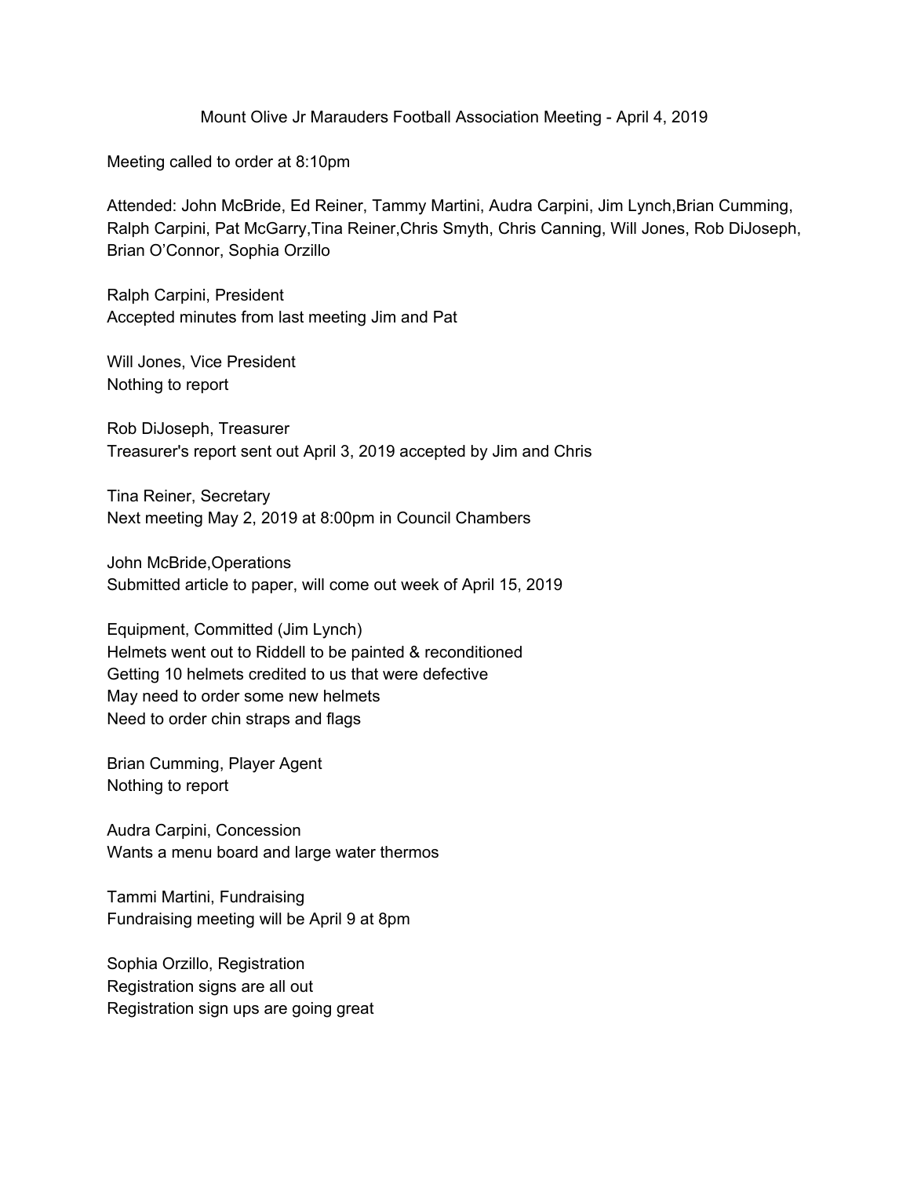# Mount Olive Jr Marauders Football Association Meeting - April 4, 2019

Meeting called to order at 8:10pm

Attended: John McBride, Ed Reiner, Tammy Martini, Audra Carpini, Jim Lynch,Brian Cumming, Ralph Carpini, Pat McGarry,Tina Reiner,Chris Smyth, Chris Canning, Will Jones, Rob DiJoseph, Brian O'Connor, Sophia Orzillo

Ralph Carpini, President
Accepted minutes from last meeting Jim and Pat

Will Jones, Vice President
Nothing to report

Rob DiJoseph, Treasurer
Treasurer's report sent out April 3, 2019 accepted by Jim and Chris

Tina Reiner, Secretary
Next meeting May 2, 2019 at 8:00pm in Council Chambers

John McBride,Operations
Submitted article to paper, will come out week of April 15, 2019

Equipment, Committed (Jim Lynch)
Helmets went out to Riddell to be painted & reconditioned
Getting 10 helmets credited to us that were defective
May need to order some new helmets
Need to order chin straps and flags

Brian Cumming, Player Agent
Nothing to report

Audra Carpini, Concession
Wants a menu board and large water thermos

Tammi Martini, Fundraising
Fundraising meeting will be April 9 at 8pm

Sophia Orzillo, Registration
Registration signs are all out
Registration sign ups are going great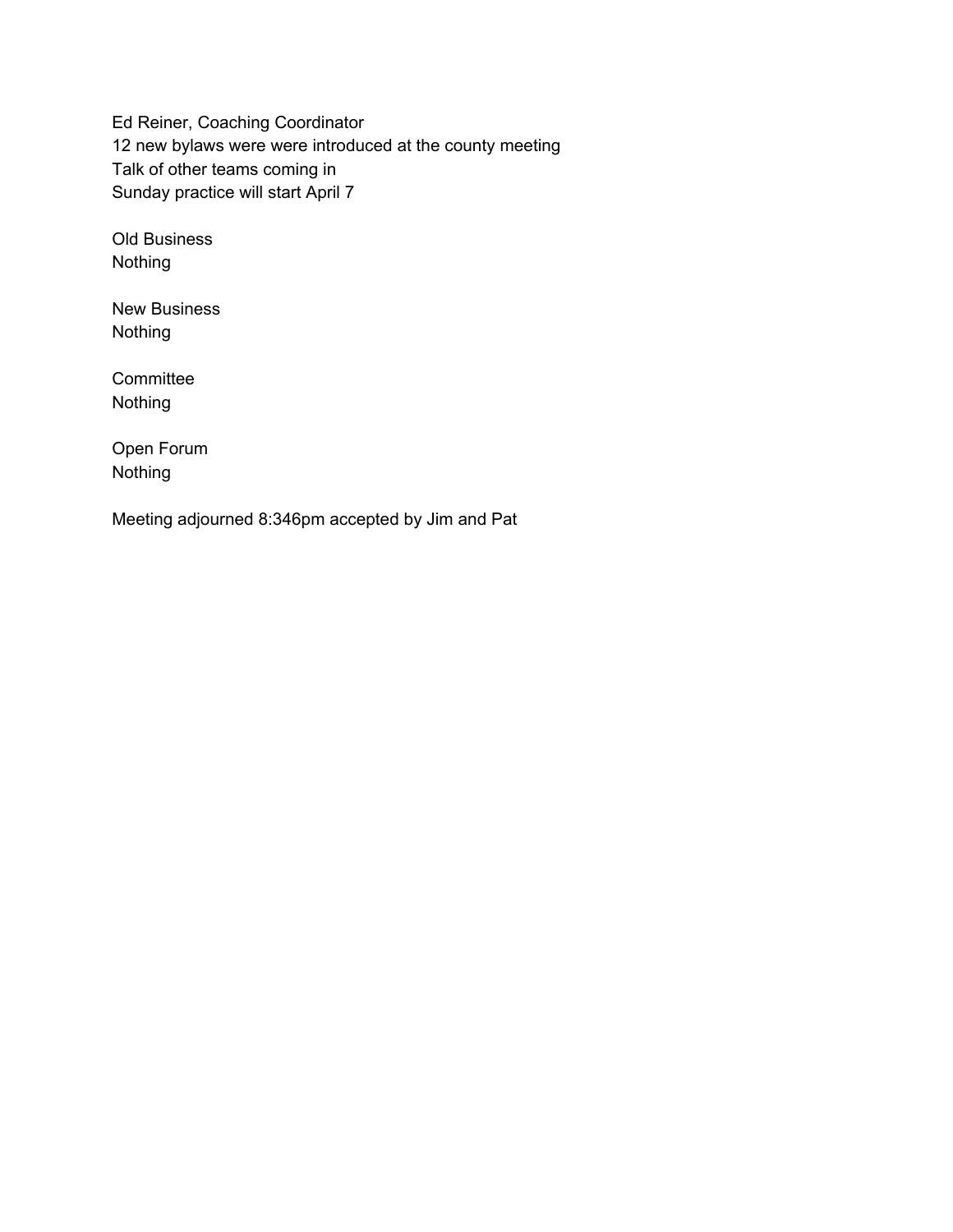Ed Reiner, Coaching Coordinator
12 new bylaws were were introduced at the county meeting
Talk of other teams coming in
Sunday practice will start April 7

Old Business
Nothing

New Business
Nothing

Committee
Nothing

Open Forum
Nothing

Meeting adjourned 8:346pm accepted by Jim and Pat